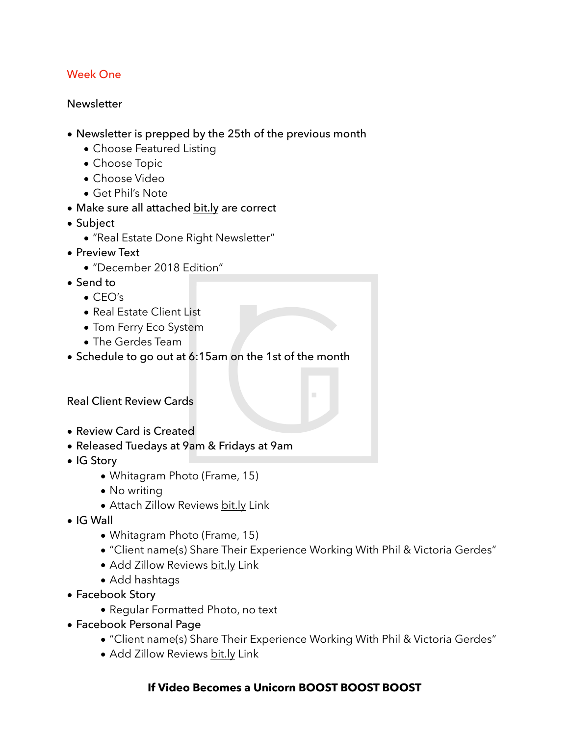## Week One

### Newsletter

- Newsletter is prepped by the 25th of the previous month
  - Choose Featured Listing
  - Choose Topic
  - Choose Video
  - Get Phil's Note
- Make sure all attached bit.ly are correct
- Subject
  - "Real Estate Done Right Newsletter"
- Preview Text
  - "December 2018 Edition"
- Send to
  - CEO's
  - Real Estate Client List
  - Tom Ferry Eco System
  - The Gerdes Team
- Schedule to go out at 6:15am on the 1st of the month

### Real Client Review Cards

- Review Card is Created
- Released Tuedays at 9am & Fridays at 9am
- IG Story
  - Whitagram Photo (Frame, 15)
  - No writing
  - Attach Zillow Reviews bit.ly Link
- IG Wall
  - Whitagram Photo (Frame, 15)
  - "Client name(s) Share Their Experience Working With Phil & Victoria Gerdes"
  - Add Zillow Reviews bit.ly Link
  - Add hashtags
- Facebook Story
  - Regular Formatted Photo, no text
- Facebook Personal Page
  - "Client name(s) Share Their Experience Working With Phil & Victoria Gerdes"
  - Add Zillow Reviews bit.ly Link

**If Video Becomes a Unicorn BOOST BOOST BOOST**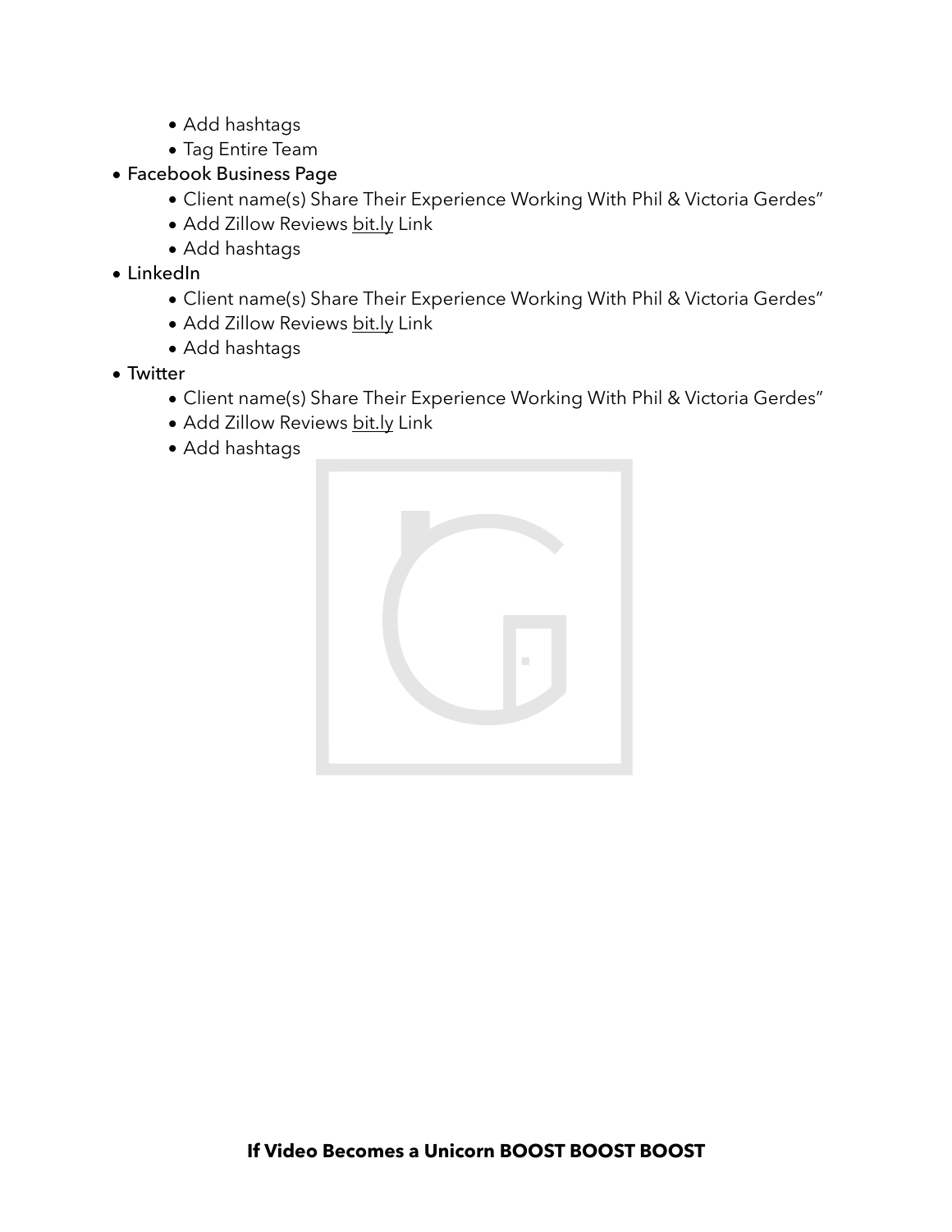- Add hashtags
    - Tag Entire Team
- Facebook Business Page
    - Client name(s) Share Their Experience Working With Phil & Victoria Gerdes"
    - Add Zillow Reviews bit.ly Link
    - Add hashtags
- LinkedIn
    - Client name(s) Share Their Experience Working With Phil & Victoria Gerdes"
    - Add Zillow Reviews bit.ly Link
    - Add hashtags
- Twitter
    - Client name(s) Share Their Experience Working With Phil & Victoria Gerdes"
    - Add Zillow Reviews bit.ly Link
    - Add hashtags

**If Video Becomes a Unicorn BOOST BOOST BOOST**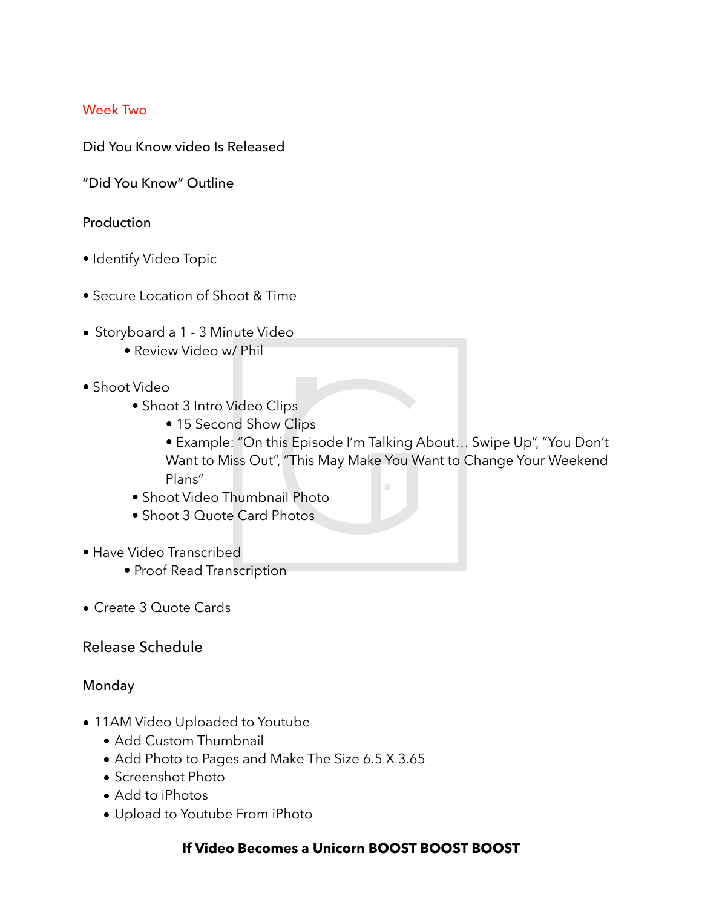## Week Two

**Did You Know video Is Released**

**"Did You Know" Outline**

### Production

- Identify Video Topic
- Secure Location of Shoot & Time
- Storyboard a 1 - 3 Minute Video
  - Review Video w/ Phil
- Shoot Video
  - Shoot 3 Intro Video Clips
    - 15 Second Show Clips
    - Example: "On this Episode I'm Talking About… Swipe Up", "You Don't Want to Miss Out", "This May Make You Want to Change Your Weekend Plans"
  - Shoot Video Thumbnail Photo
  - Shoot 3 Quote Card Photos
- Have Video Transcribed
  - Proof Read Transcription
- Create 3 Quote Cards

### Release Schedule

**Monday**

- 11AM Video Uploaded to Youtube
  - Add Custom Thumbnail
  - Add Photo to Pages and Make The Size 6.5 X 3.65
  - Screenshot Photo
  - Add to iPhotos
  - Upload to Youtube From iPhoto

**If Video Becomes a Unicorn BOOST BOOST BOOST**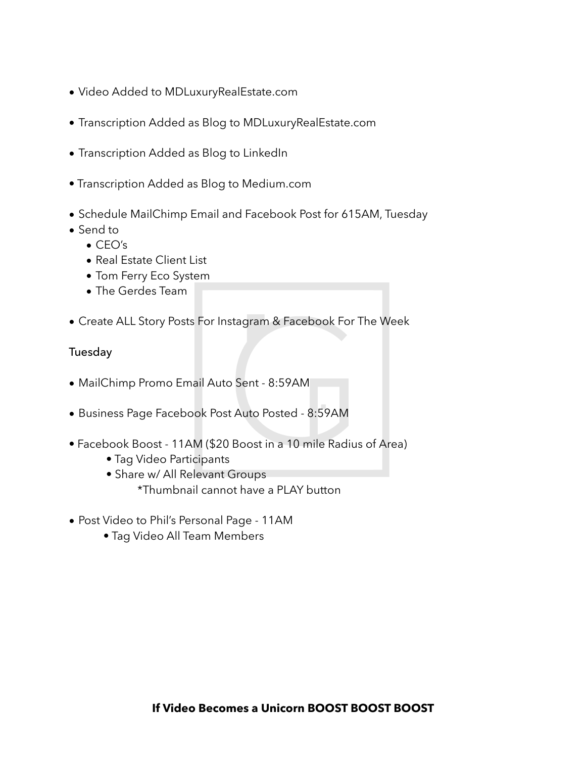- Video Added to MDLuxuryRealEstate.com

- Transcription Added as Blog to MDLuxuryRealEstate.com

- Transcription Added as Blog to LinkedIn

- Transcription Added as Blog to Medium.com

- Schedule MailChimp Email and Facebook Post for 615AM, Tuesday
- Send to
  - CEO's
  - Real Estate Client List
  - Tom Ferry Eco System
  - The Gerdes Team

- Create ALL Story Posts For Instagram & Facebook For The Week

Tuesday

- MailChimp Promo Email Auto Sent - 8:59AM

- Business Page Facebook Post Auto Posted - 8:59AM

- Facebook Boost - 11AM ($20 Boost in a 10 mile Radius of Area)
  - Tag Video Participants
  - Share w/ All Relevant Groups
    - *Thumbnail cannot have a PLAY button

- Post Video to Phil's Personal Page - 11AM
  - Tag Video All Team Members

**If Video Becomes a Unicorn BOOST BOOST BOOST**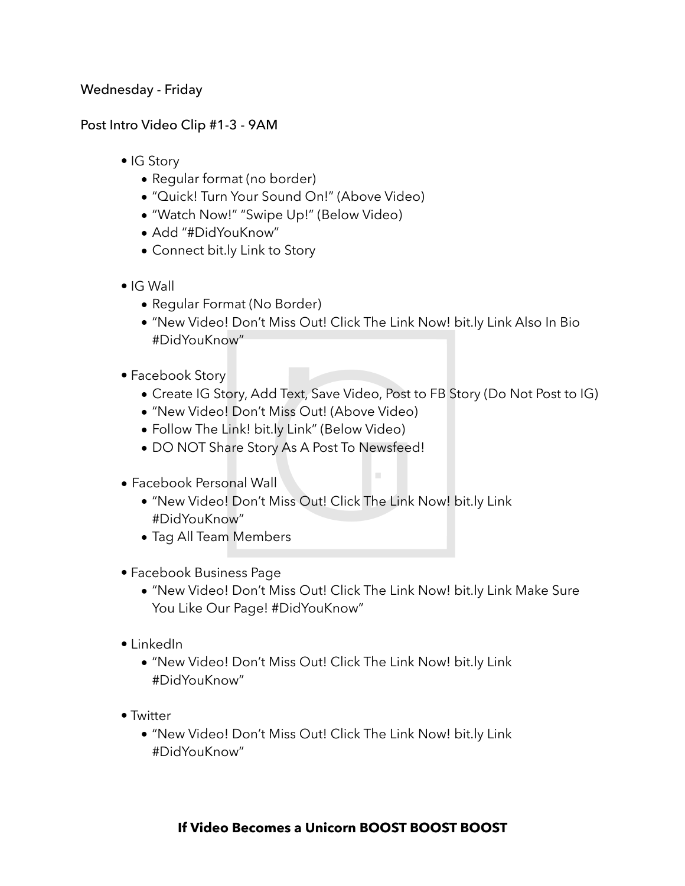Wednesday - Friday

Post Intro Video Clip #1-3 - 9AM

- IG Story
  - Regular format (no border)
  - "Quick! Turn Your Sound On!" (Above Video)
  - "Watch Now!" "Swipe Up!" (Below Video)
  - Add "#DidYouKnow"
  - Connect bit.ly Link to Story
- IG Wall
  - Regular Format (No Border)
  - "New Video! Don't Miss Out! Click The Link Now! bit.ly Link Also In Bio #DidYouKnow"
- Facebook Story
  - Create IG Story, Add Text, Save Video, Post to FB Story (Do Not Post to IG)
  - "New Video! Don't Miss Out! (Above Video)
  - Follow The Link! bit.ly Link" (Below Video)
  - DO NOT Share Story As A Post To Newsfeed!
- Facebook Personal Wall
  - "New Video! Don't Miss Out! Click The Link Now! bit.ly Link #DidYouKnow"
  - Tag All Team Members
- Facebook Business Page
  - "New Video! Don't Miss Out! Click The Link Now! bit.ly Link Make Sure You Like Our Page! #DidYouKnow"
- LinkedIn
  - "New Video! Don't Miss Out! Click The Link Now! bit.ly Link #DidYouKnow"
- Twitter
  - "New Video! Don't Miss Out! Click The Link Now! bit.ly Link #DidYouKnow"

**If Video Becomes a Unicorn BOOST BOOST BOOST**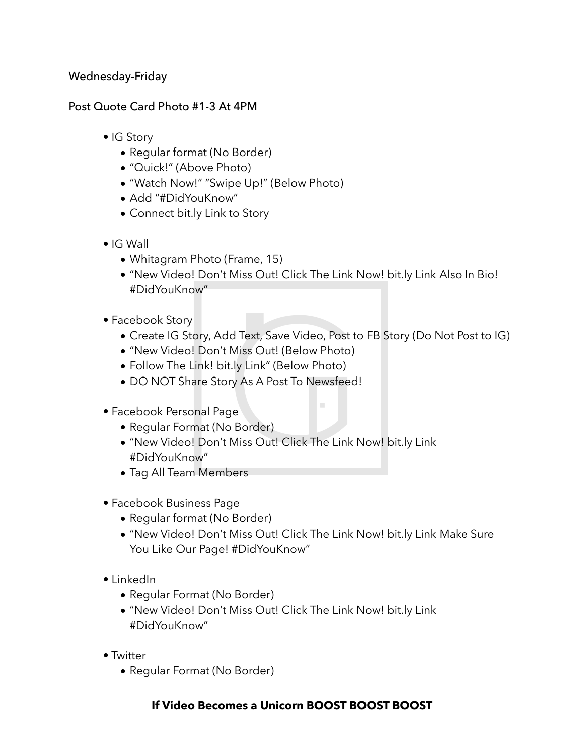Wednesday-Friday

Post Quote Card Photo #1-3 At 4PM

- IG Story
  - Regular format (No Border)
  - "Quick!" (Above Photo)
  - "Watch Now!" "Swipe Up!" (Below Photo)
  - Add "#DidYouKnow"
  - Connect bit.ly Link to Story

- IG Wall
  - Whitagram Photo (Frame, 15)
  - "New Video! Don't Miss Out! Click The Link Now! bit.ly Link Also In Bio! #DidYouKnow"

- Facebook Story
  - Create IG Story, Add Text, Save Video, Post to FB Story (Do Not Post to IG)
  - "New Video! Don't Miss Out! (Below Photo)
  - Follow The Link! bit.ly Link" (Below Photo)
  - DO NOT Share Story As A Post To Newsfeed!

- Facebook Personal Page
  - Regular Format (No Border)
  - "New Video! Don't Miss Out! Click The Link Now! bit.ly Link #DidYouKnow"
  - Tag All Team Members

- Facebook Business Page
  - Regular format (No Border)
  - "New Video! Don't Miss Out! Click The Link Now! bit.ly Link Make Sure You Like Our Page! #DidYouKnow"

- LinkedIn
  - Regular Format (No Border)
  - "New Video! Don't Miss Out! Click The Link Now! bit.ly Link #DidYouKnow"

- Twitter
  - Regular Format (No Border)

**If Video Becomes a Unicorn BOOST BOOST BOOST**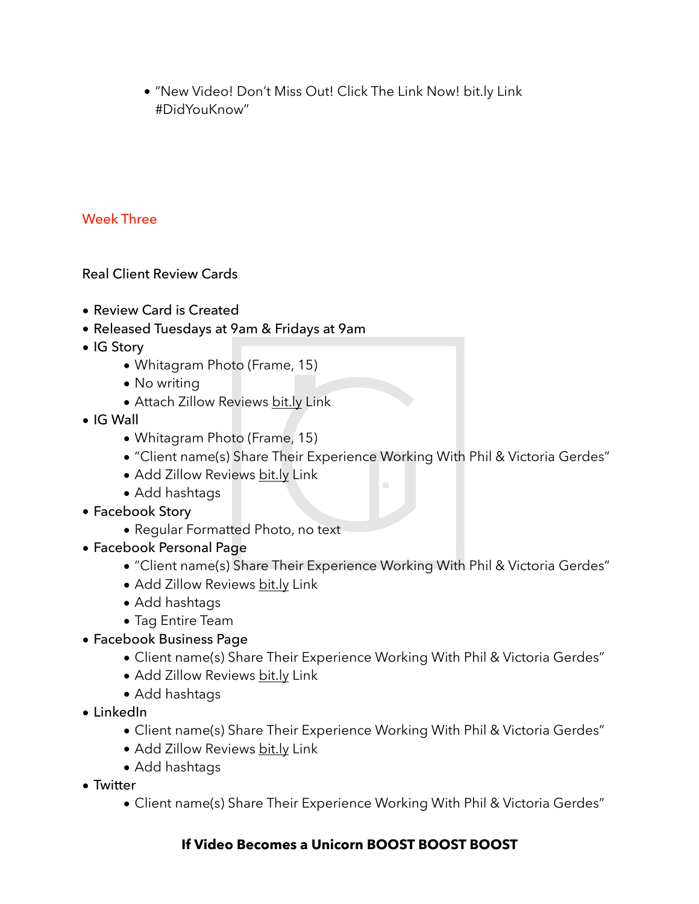- "New Video! Don't Miss Out! Click The Link Now! bit.ly Link #DidYouKnow"

## Week Three

Real Client Review Cards

- Review Card is Created
- Released Tuesdays at 9am & Fridays at 9am
- IG Story
    - Whitagram Photo (Frame, 15)
    - No writing
    - Attach Zillow Reviews bit.ly Link
- IG Wall
    - Whitagram Photo (Frame, 15)
    - "Client name(s) Share Their Experience Working With Phil & Victoria Gerdes"
    - Add Zillow Reviews bit.ly Link
    - Add hashtags
- Facebook Story
    - Regular Formatted Photo, no text
- Facebook Personal Page
    - "Client name(s) Share Their Experience Working With Phil & Victoria Gerdes"
    - Add Zillow Reviews bit.ly Link
    - Add hashtags
    - Tag Entire Team
- Facebook Business Page
    - Client name(s) Share Their Experience Working With Phil & Victoria Gerdes"
    - Add Zillow Reviews bit.ly Link
    - Add hashtags
- LinkedIn
    - Client name(s) Share Their Experience Working With Phil & Victoria Gerdes"
    - Add Zillow Reviews bit.ly Link
    - Add hashtags
- Twitter
    - Client name(s) Share Their Experience Working With Phil & Victoria Gerdes"

**If Video Becomes a Unicorn BOOST BOOST BOOST**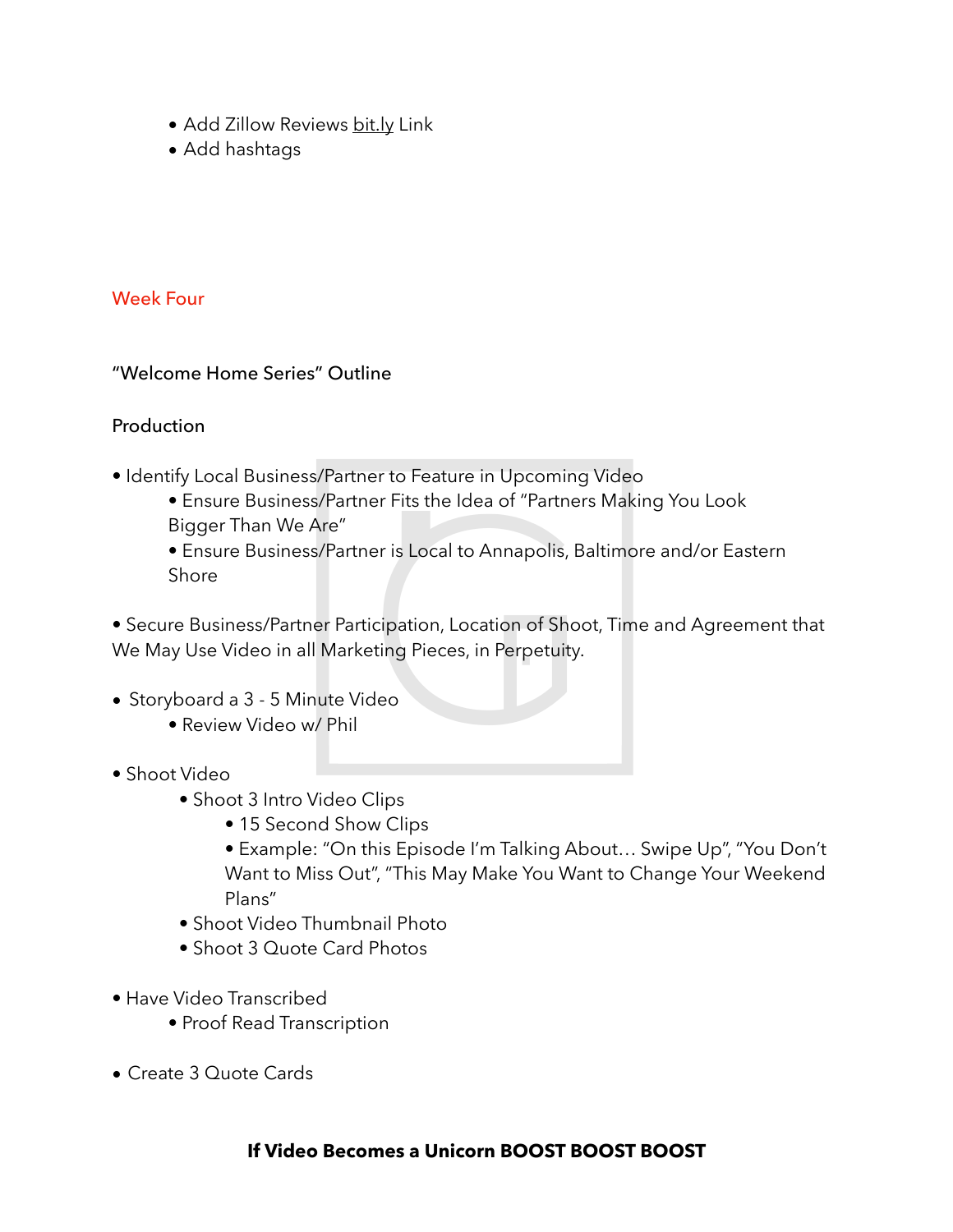- Add Zillow Reviews bit.ly Link
- Add hashtags

## Week Four

### "Welcome Home Series" Outline

**Production**

- Identify Local Business/Partner to Feature in Upcoming Video
    - Ensure Business/Partner Fits the Idea of "Partners Making You Look Bigger Than We Are"
    - Ensure Business/Partner is Local to Annapolis, Baltimore and/or Eastern Shore

- Secure Business/Partner Participation, Location of Shoot, Time and Agreement that We May Use Video in all Marketing Pieces, in Perpetuity.

- Storyboard a 3 - 5 Minute Video
    - Review Video w/ Phil

- Shoot Video
    - Shoot 3 Intro Video Clips
        - 15 Second Show Clips
        - Example: "On this Episode I'm Talking About… Swipe Up", "You Don't Want to Miss Out", "This May Make You Want to Change Your Weekend Plans"
    - Shoot Video Thumbnail Photo
    - Shoot 3 Quote Card Photos

- Have Video Transcribed
    - Proof Read Transcription

- Create 3 Quote Cards

**If Video Becomes a Unicorn BOOST BOOST BOOST**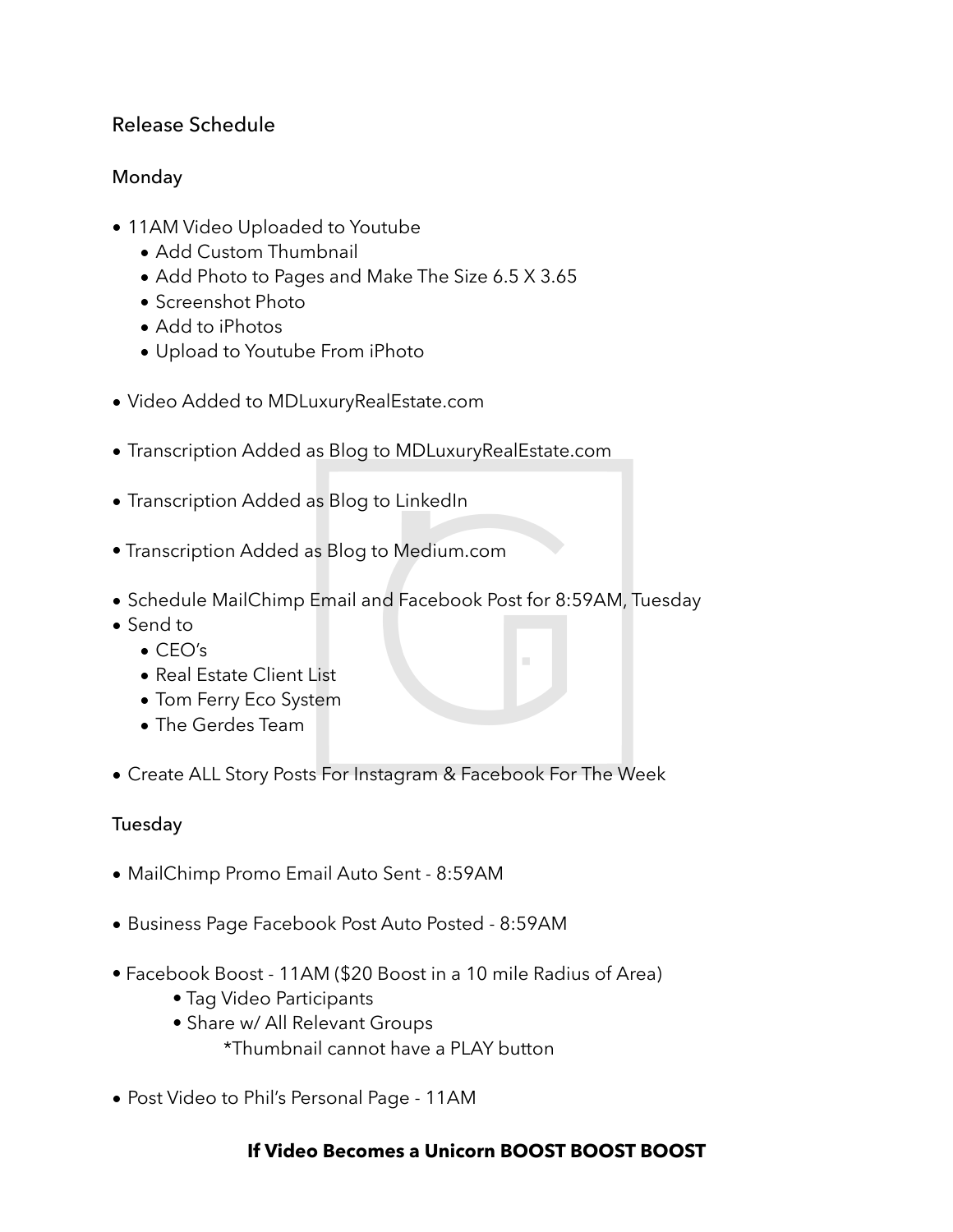## Release Schedule

### Monday

- 11AM Video Uploaded to Youtube
  - Add Custom Thumbnail
  - Add Photo to Pages and Make The Size 6.5 X 3.65
  - Screenshot Photo
  - Add to iPhotos
  - Upload to Youtube From iPhoto

- Video Added to MDLuxuryRealEstate.com

- Transcription Added as Blog to MDLuxuryRealEstate.com

- Transcription Added as Blog to LinkedIn

- Transcription Added as Blog to Medium.com

- Schedule MailChimp Email and Facebook Post for 8:59AM, Tuesday
- Send to
  - CEO's
  - Real Estate Client List
  - Tom Ferry Eco System
  - The Gerdes Team

- Create ALL Story Posts For Instagram & Facebook For The Week

### Tuesday

- MailChimp Promo Email Auto Sent - 8:59AM

- Business Page Facebook Post Auto Posted - 8:59AM

- Facebook Boost - 11AM ($20 Boost in a 10 mile Radius of Area)
  - Tag Video Participants
  - Share w/ All Relevant Groups
    - *Thumbnail cannot have a PLAY button

- Post Video to Phil's Personal Page - 11AM

**If Video Becomes a Unicorn BOOST BOOST BOOST**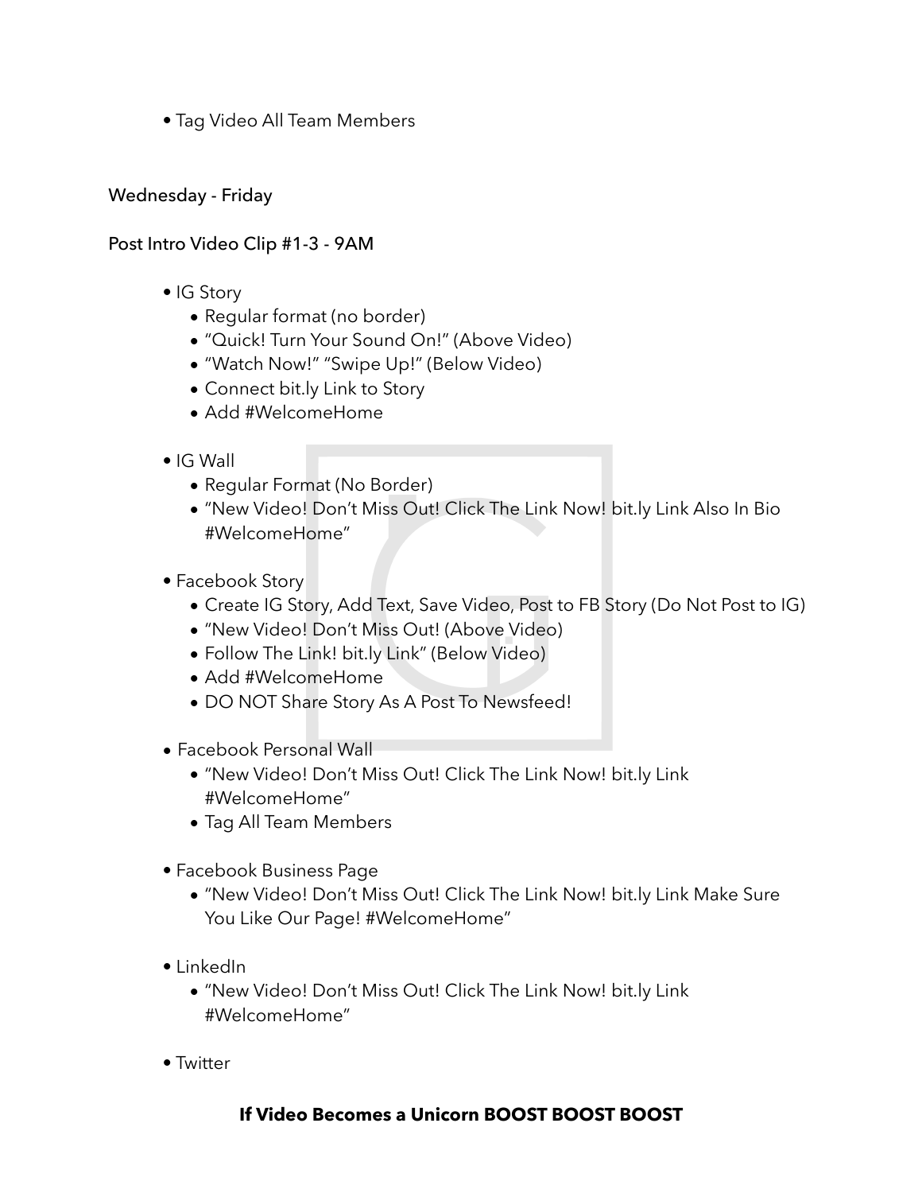- Tag Video All Team Members

Wednesday - Friday

Post Intro Video Clip #1-3 - 9AM

- IG Story
  - Regular format (no border)
  - "Quick! Turn Your Sound On!" (Above Video)
  - "Watch Now!" "Swipe Up!" (Below Video)
  - Connect bit.ly Link to Story
  - Add #WelcomeHome
- IG Wall
  - Regular Format (No Border)
  - "New Video! Don't Miss Out! Click The Link Now! bit.ly Link Also In Bio #WelcomeHome"
- Facebook Story
  - Create IG Story, Add Text, Save Video, Post to FB Story (Do Not Post to IG)
  - "New Video! Don't Miss Out! (Above Video)
  - Follow The Link! bit.ly Link" (Below Video)
  - Add #WelcomeHome
  - DO NOT Share Story As A Post To Newsfeed!
- Facebook Personal Wall
  - "New Video! Don't Miss Out! Click The Link Now! bit.ly Link #WelcomeHome"
  - Tag All Team Members
- Facebook Business Page
  - "New Video! Don't Miss Out! Click The Link Now! bit.ly Link Make Sure You Like Our Page! #WelcomeHome"
- LinkedIn
  - "New Video! Don't Miss Out! Click The Link Now! bit.ly Link #WelcomeHome"
- Twitter

**If Video Becomes a Unicorn BOOST BOOST BOOST**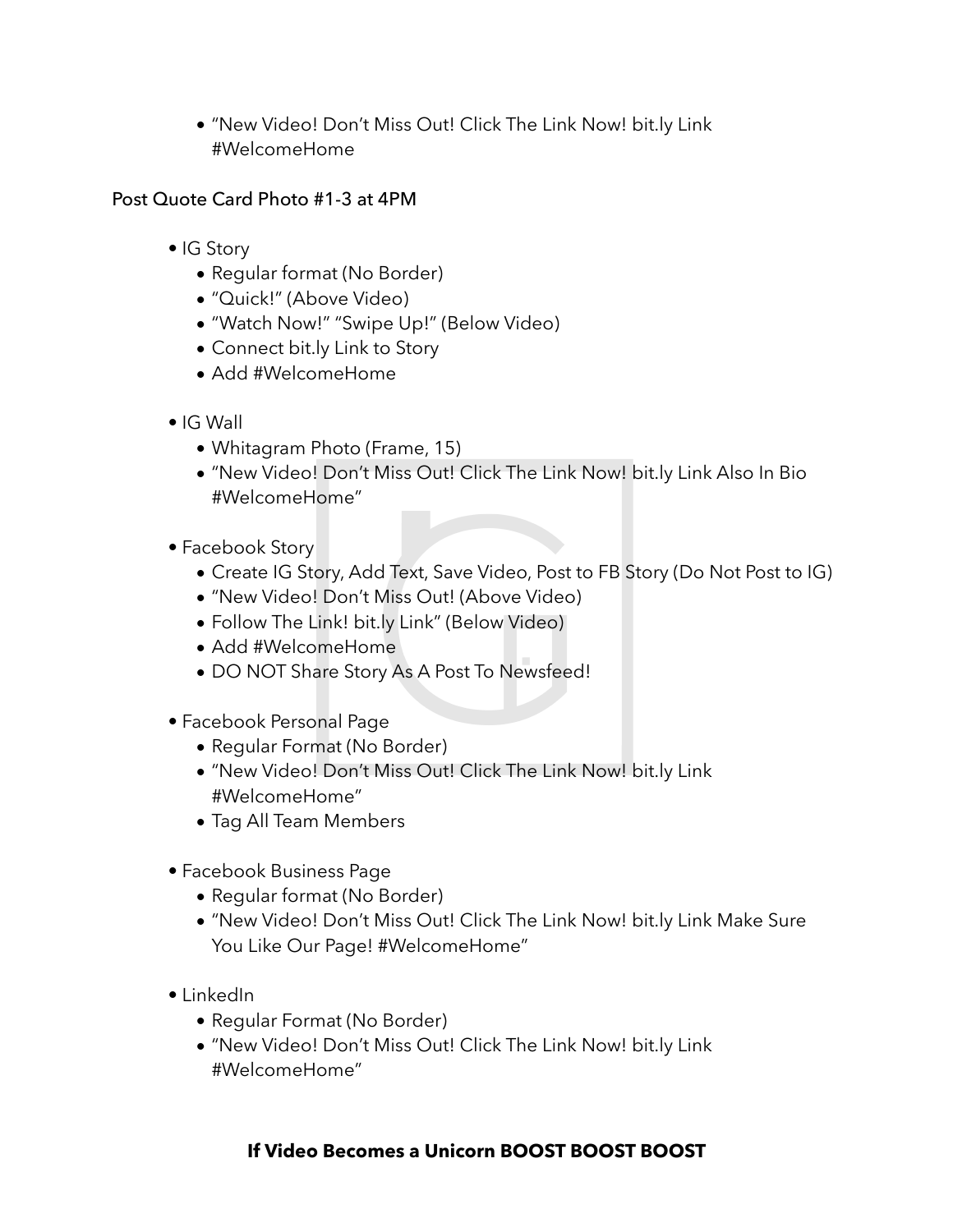- "New Video! Don't Miss Out! Click The Link Now! bit.ly Link #WelcomeHome

Post Quote Card Photo #1-3 at 4PM

- IG Story
  - Regular format (No Border)
  - "Quick!" (Above Video)
  - "Watch Now!" "Swipe Up!" (Below Video)
  - Connect bit.ly Link to Story
  - Add #WelcomeHome

- IG Wall
  - Whitagram Photo (Frame, 15)
  - "New Video! Don't Miss Out! Click The Link Now! bit.ly Link Also In Bio #WelcomeHome"

- Facebook Story
  - Create IG Story, Add Text, Save Video, Post to FB Story (Do Not Post to IG)
  - "New Video! Don't Miss Out! (Above Video)
  - Follow The Link! bit.ly Link" (Below Video)
  - Add #WelcomeHome
  - DO NOT Share Story As A Post To Newsfeed!

- Facebook Personal Page
  - Regular Format (No Border)
  - "New Video! Don't Miss Out! Click The Link Now! bit.ly Link #WelcomeHome"
  - Tag All Team Members

- Facebook Business Page
  - Regular format (No Border)
  - "New Video! Don't Miss Out! Click The Link Now! bit.ly Link Make Sure You Like Our Page! #WelcomeHome"

- LinkedIn
  - Regular Format (No Border)
  - "New Video! Don't Miss Out! Click The Link Now! bit.ly Link #WelcomeHome"

**If Video Becomes a Unicorn BOOST BOOST BOOST**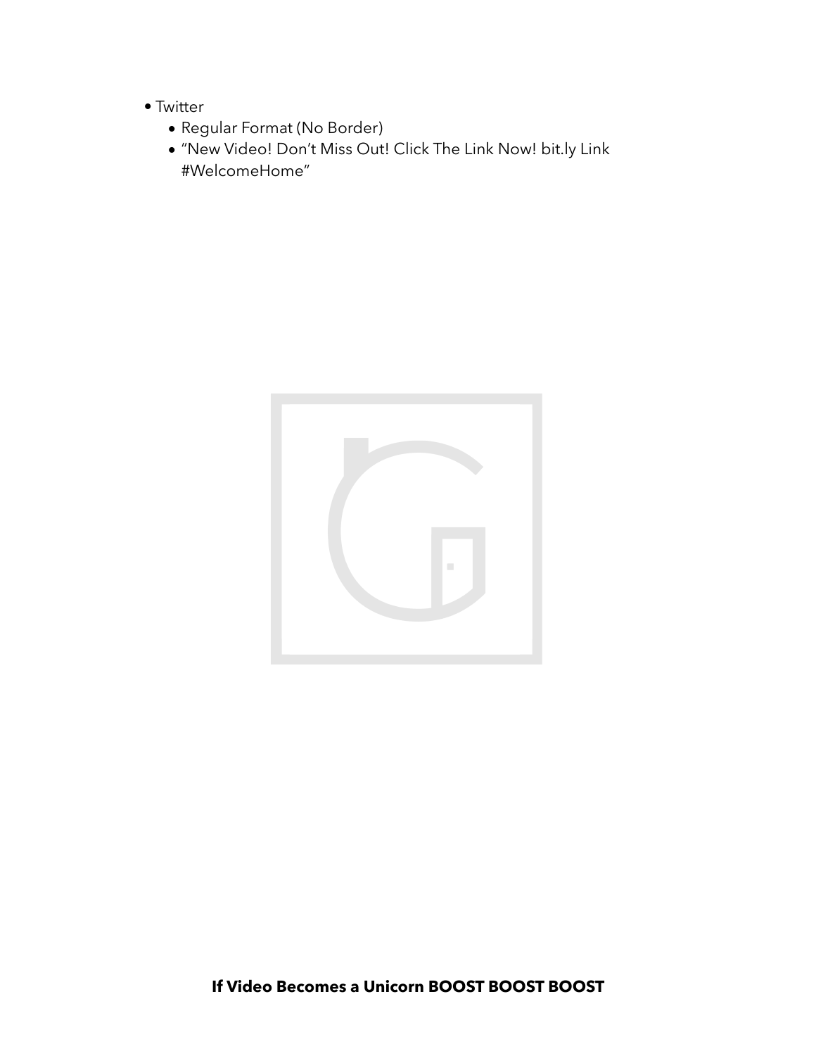- Twitter
    - Regular Format (No Border)
    - "New Video! Don't Miss Out! Click The Link Now! bit.ly Link #WelcomeHome"

**If Video Becomes a Unicorn BOOST BOOST BOOST**